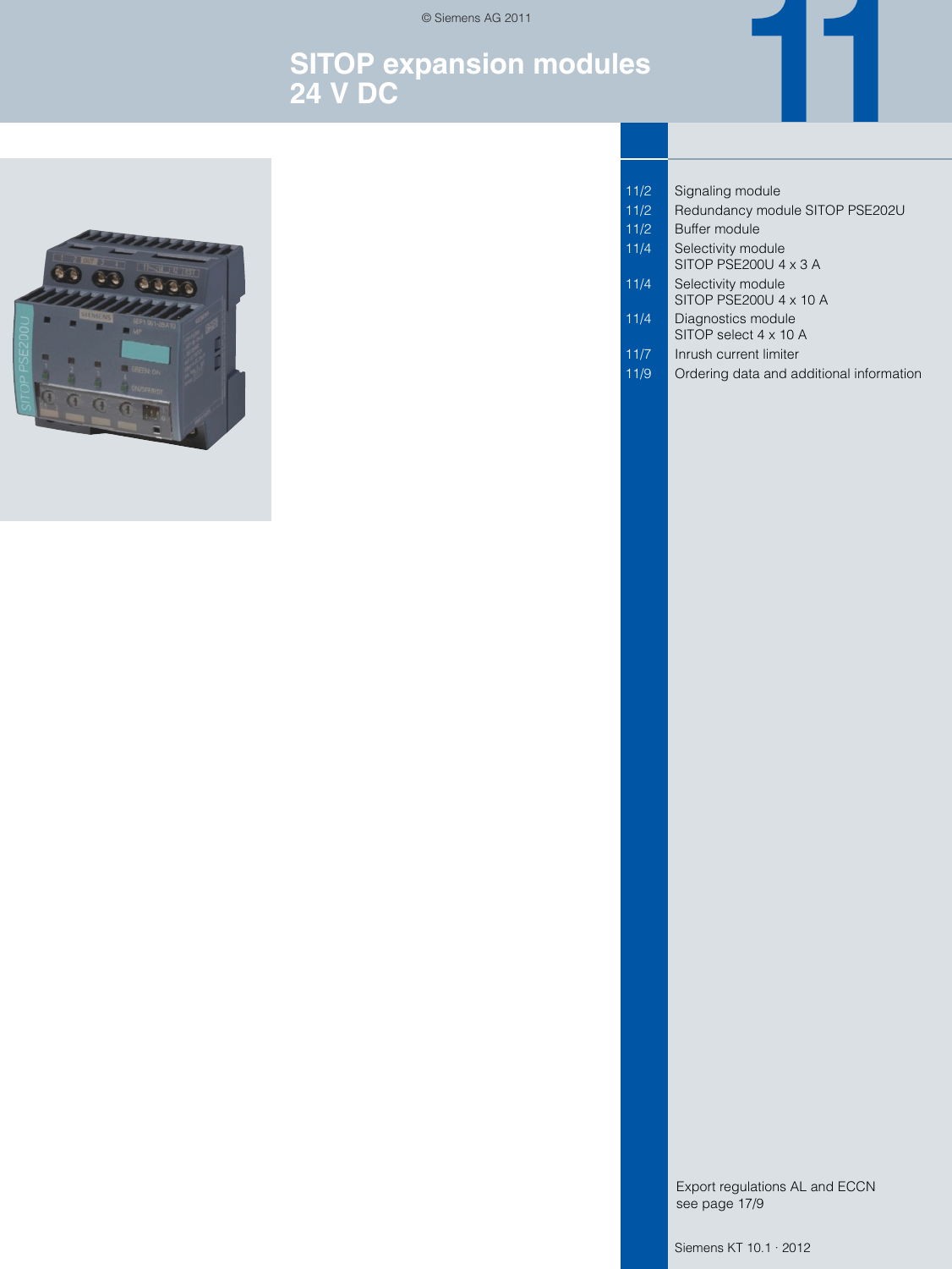# SITOP expansion modules 24 V DC

| | |
|---|---|
| 11/2 | Signaling module |
| 11/2 | Redundancy module SITOP PSE202U |
| 11/2 | Buffer module |
| 11/4 | Selectivity module SITOP PSE200U 4 x 3 A |
| 11/4 | Selectivity module SITOP PSE200U 4 x 10 A |
| 11/4 | Diagnostics module SITOP select 4 x 10 A |
| 11/7 | Inrush current limiter |
| 11/9 | Ordering data and additional information |

Export regulations AL and ECCN see page 17/9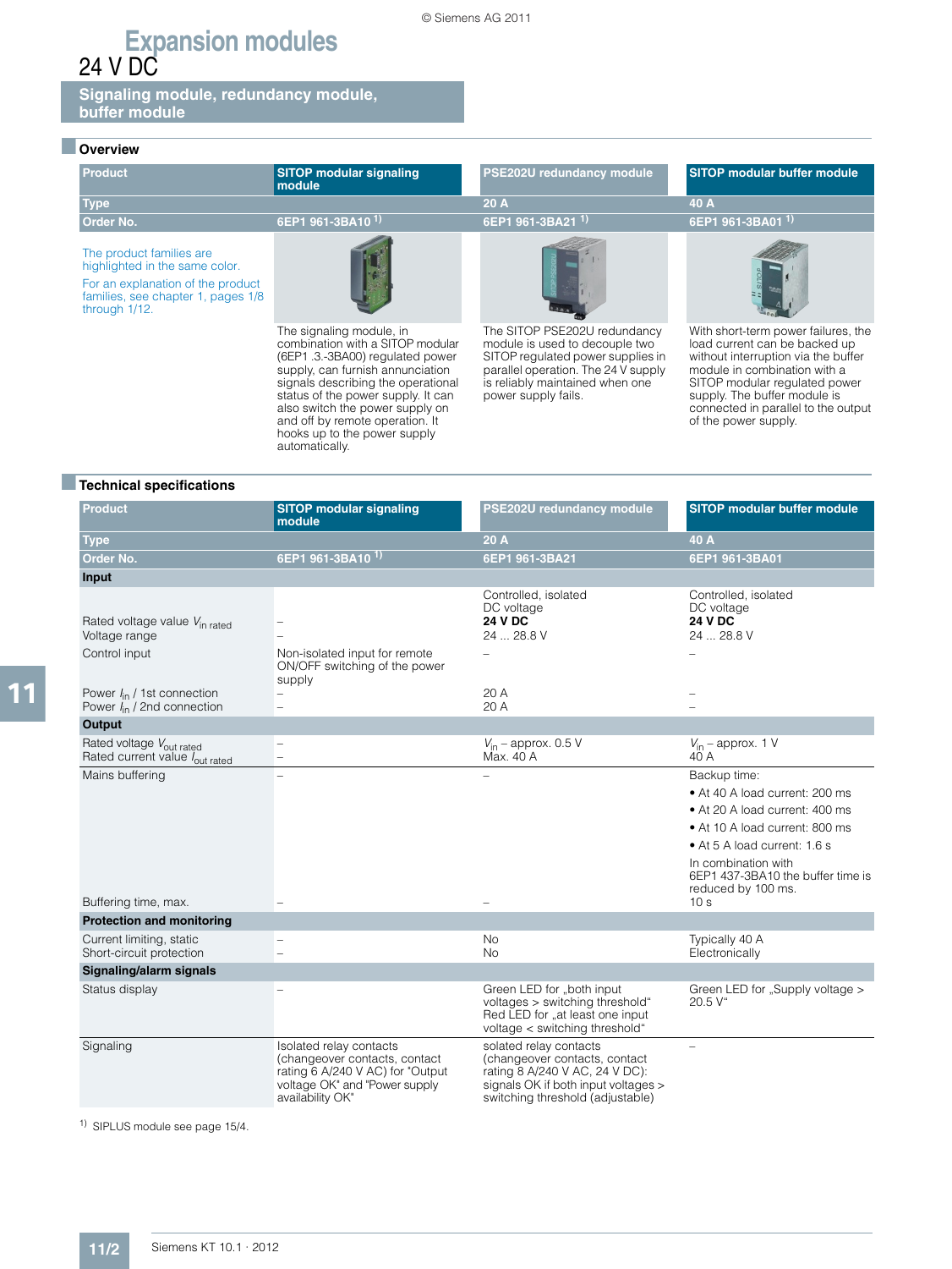# Expansion modules

## 24 V DC

### Signaling module, redundancy module, buffer module

#### Overview

| Product | SITOP modular signaling module | PSE202U redundancy module | SITOP modular buffer module |
|---|---|---|---|
| Type | | 20 A | 40 A |
| Order No. | 6EP1 961-3BA10 [1] | 6EP1 961-3BA21 [1] | 6EP1 961-3BA01 [1] |
| The product families are highlighted in the same color. For an explanation of the product families, see chapter 1, pages 1/8 through 1/12. | The signaling module, in combination with a SITOP modular (6EP1 .3.-3BA00) regulated power supply, can furnish annunciation signals describing the operational status of the power supply. It can also switch the power supply on and off by remote operation. It hooks up to the power supply automatically. | The SITOP PSE202U redundancy module is used to decouple two SITOP regulated power supplies in parallel operation. The 24 V supply is reliably maintained when one power supply fails. | With short-term power failures, the load current can be backed up without interruption via the buffer module in combination with a SITOP modular regulated power supply. The buffer module is connected in parallel to the output of the power supply. |

#### Technical specifications

| Product | SITOP modular signaling module | PSE202U redundancy module | SITOP modular buffer module |
|---|---|---|---|
| Type | | 20 A | 40 A |
| Order No. | 6EP1 961-3BA10 [1] | 6EP1 961-3BA21 | 6EP1 961-3BA01 |
| **Input** | | | |
| | | Controlled, isolated DC voltage | Controlled, isolated DC voltage |
| Rated voltage value $V_{in\ rated}$ | – | **24 V DC** | **24 V DC** |
| Voltage range | – | 24 ... 28.8 V | 24 ... 28.8 V |
| Control input | Non-isolated input for remote ON/OFF switching of the power supply | – | – |
| Power $I_{in}$ / 1st connection | – | 20 A | – |
| Power $I_{in}$ / 2nd connection | – | 20 A | – |
| **Output** | | | |
| Rated voltage $V_{out\ rated}$ | – | $V_{in}$ – approx. 0.5 V | $V_{in}$ – approx. 1 V |
| Rated current value $I_{out\ rated}$ | – | Max. 40 A | 40 A |
| Mains buffering | – | – | Backup time:<br>• At 40 A load current: 200 ms<br>• At 20 A load current: 400 ms<br>• At 10 A load current: 800 ms<br>• At 5 A load current: 1.6 s<br>In combination with 6EP1 437-3BA10 the buffer time is reduced by 100 ms. |
| Buffering time, max. | – | – | 10 s |
| **Protection and monitoring** | | | |
| Current limiting, static | – | No | Typically 40 A |
| Short-circuit protection | – | No | Electronically |
| **Signaling/alarm signals** | | | |
| Status display | – | Green LED for „both input voltages > switching threshold“<br>Red LED for „at least one input voltage < switching threshold“ | Green LED for „Supply voltage > 20.5 V“ |
| Signaling | Isolated relay contacts (changeover contacts, contact rating 6 A/240 V AC) for "Output voltage OK" and "Power supply availability OK" | solated relay contacts (changeover contacts, contact rating 8 A/240 V AC, 24 V DC): signals OK if both input voltages > switching threshold (adjustable) | – |

[1] SIPLUS module see page 15/4.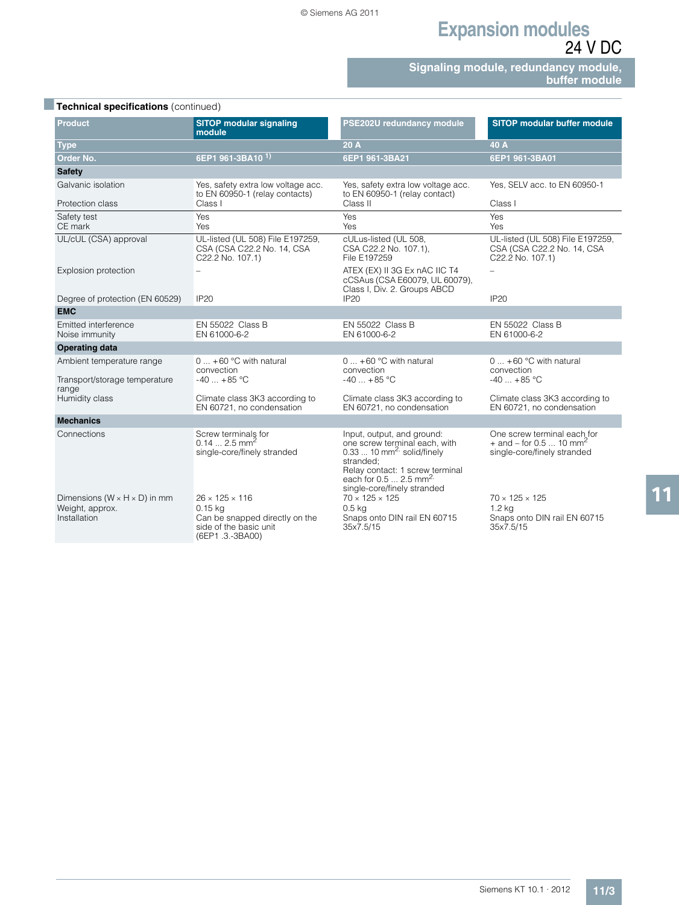# Expansion modules
24 V DC

## Signaling module, redundancy module, buffer module

### Technical specifications (continued)

| Product | SITOP modular signaling module | PSE202U redundancy module | SITOP modular buffer module |
|---|---|---|---|
| Type | | 20 A | 40 A |
| Order No. | 6EP1 961-3BA10 [1] | 6EP1 961-3BA21 | 6EP1 961-3BA01 |
| **Safety** | | | |
| Galvanic isolation | Yes, safety extra low voltage acc. to EN 60950-1 (relay contacts) | Yes, safety extra low voltage acc. to EN 60950-1 (relay contact) | Yes, SELV acc. to EN 60950-1 |
| Protection class | Class I | Class II | Class I |
| Safety test | Yes | Yes | Yes |
| CE mark | Yes | Yes | Yes |
| UL/cUL (CSA) approval | UL-listed (UL 508) File E197259, CSA (CSA C22.2 No. 14, CSA C22.2 No. 107.1) | cULus-listed (UL 508, CSA C22.2 No. 107.1), File E197259 | UL-listed (UL 508) File E197259, CSA (CSA C22.2 No. 14, CSA C22.2 No. 107.1) |
| Explosion protection | – | ATEX (EX) II 3G Ex nAC IIC T4 cCSAus (CSA E60079, UL 60079), Class I, Div. 2. Groups ABCD | – |
| Degree of protection (EN 60529) | IP20 | IP20 | IP20 |
| **EMC** | | | |
| Emitted interference | EN 55022 Class B | EN 55022 Class B | EN 55022 Class B |
| Noise immunity | EN 61000-6-2 | EN 61000-6-2 | EN 61000-6-2 |
| **Operating data** | | | |
| Ambient temperature range | 0 ... +60 °C with natural convection | 0 ... +60 °C with natural convection | 0 ... +60 °C with natural convection |
| Transport/storage temperature range | -40 ... +85 °C | -40 ... +85 °C | -40 ... +85 °C |
| Humidity class | Climate class 3K3 according to EN 60721, no condensation | Climate class 3K3 according to EN 60721, no condensation | Climate class 3K3 according to EN 60721, no condensation |
| **Mechanics** | | | |
| Connections | Screw terminals for 0.14 ... 2.5 mm² single-core/finely stranded | Input, output, and ground: one screw terminal each, with 0.33 ... 10 mm² solid/finely stranded; Relay contact: 1 screw terminal each for 0.5 ... 2.5 mm² single-core/finely stranded | One screw terminal each for + and – for 0.5 ... 10 mm² single-core/finely stranded |
| Dimensions (W × H × D) in mm | 26 × 125 × 116 | 70 × 125 × 125 | 70 × 125 × 125 |
| Weight, approx. | 0.15 kg | 0.5 kg | 1.2 kg |
| Installation | Can be snapped directly on the side of the basic unit (6EP1 .3-3BA00) | Snaps onto DIN rail EN 60715 35x7.5/15 | Snaps onto DIN rail EN 60715 35x7.5/15 |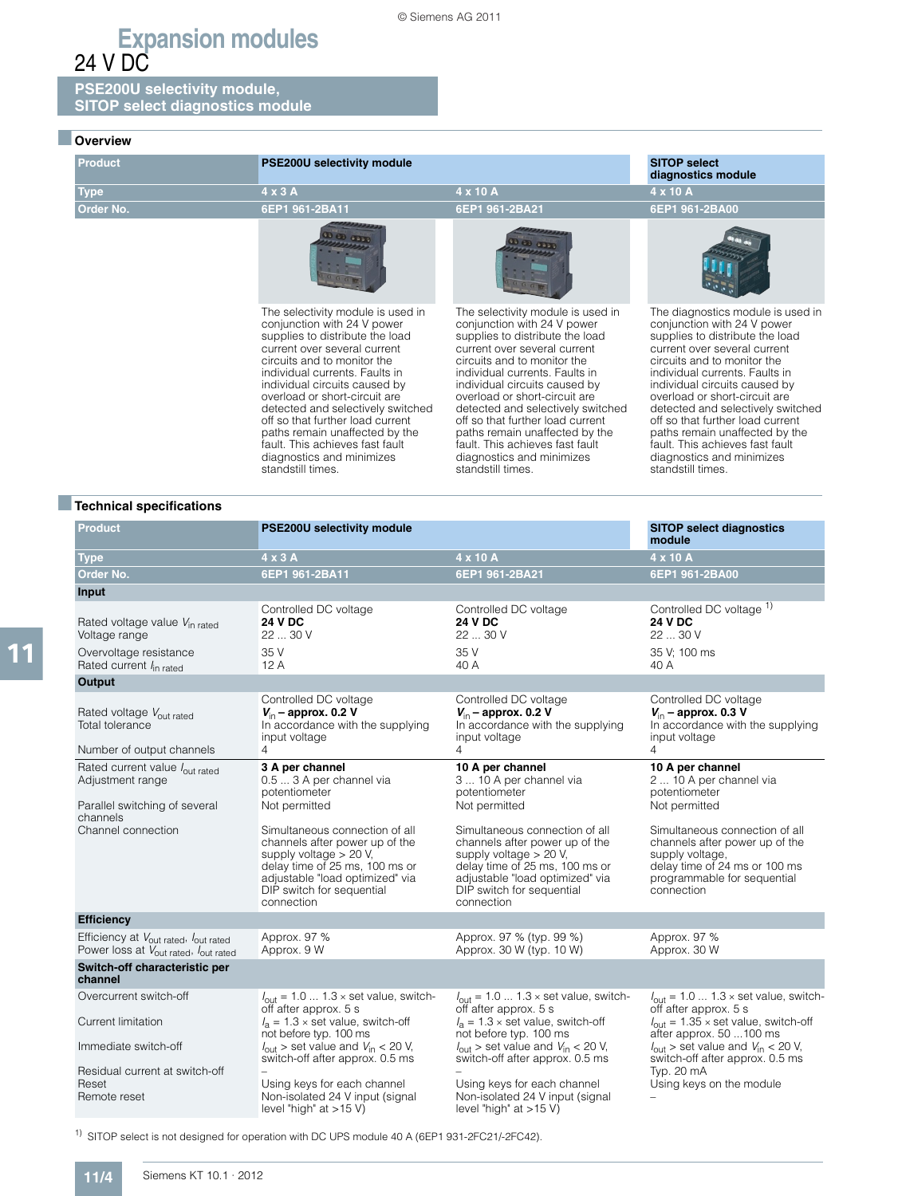# Expansion modules

## 24 V DC

### PSE200U selectivity module, SITOP select diagnostics module

#### Overview

| Product | PSE200U selectivity module | | SITOP select diagnostics module |
|---|---|---|---|
| Type | 4 x 3 A | 4 x 10 A | 4 x 10 A |
| Order No. | 6EP1 961-2BA11 | 6EP1 961-2BA21 | 6EP1 961-2BA00 |
| | The selectivity module is used in conjunction with 24 V power supplies to distribute the load current over several current circuits and to monitor the individual currents. Faults in individual circuits caused by overload or short-circuit are detected and selectively switched off so that further load current paths remain unaffected by the fault. This achieves fast fault diagnostics and minimizes standstill times. | The selectivity module is used in conjunction with 24 V power supplies to distribute the load current over several current circuits and to monitor the individual currents. Faults in individual circuits caused by overload or short-circuit are detected and selectively switched off so that further load current paths remain unaffected by the fault. This achieves fast fault diagnostics and minimizes standstill times. | The diagnostics module is used in conjunction with 24 V power supplies to distribute the load current over several current circuits and to monitor the individual currents. Faults in individual circuits caused by overload or short-circuit are detected and selectively switched off so that further load current paths remain unaffected by the fault. This achieves fast fault diagnostics and minimizes standstill times. |

#### Technical specifications

| Product | PSE200U selectivity module | | SITOP select diagnostics module |
|---|---|---|---|
| Type | 4 x 3 A | 4 x 10 A | 4 x 10 A |
| Order No. | 6EP1 961-2BA11 | 6EP1 961-2BA21 | 6EP1 961-2BA00 |
| **Input** | | | |
| Rated voltage value $V_{in\ rated}$ | Controlled DC voltage **24 V DC** | Controlled DC voltage **24 V DC** | Controlled DC voltage [1] **24 V DC** |
| Voltage range | 22 ... 30 V | 22 ... 30 V | 22 ... 30 V |
| Overvoltage resistance | 35 V | 35 V | 35 V; 100 ms |
| Rated current $I_{in\ rated}$ | 12 A | 40 A | 40 A |
| **Output** | | | |
| Rated voltage $V_{out\ rated}$ | Controlled DC voltage **$V_{in}$ – approx. 0.2 V** | Controlled DC voltage **$V_{in}$ – approx. 0.2 V** | Controlled DC voltage **$V_{in}$ – approx. 0.3 V** |
| Total tolerance | In accordance with the supplying input voltage | In accordance with the supplying input voltage | In accordance with the supplying input voltage |
| Number of output channels | 4 | 4 | 4 |
| Rated current value $I_{out\ rated}$ | **3 A per channel** | **10 A per channel** | **10 A per channel** |
| Adjustment range | 0.5 ... 3 A per channel via potentiometer | 3 ... 10 A per channel via potentiometer | 2 ... 10 A per channel via potentiometer |
| Parallel switching of several channels | Not permitted | Not permitted | Not permitted |
| Channel connection | Simultaneous connection of all channels after power up of the supply voltage > 20 V, delay time of 25 ms, 100 ms or adjustable "load optimized" via DIP switch for sequential connection | Simultaneous connection of all channels after power up of the supply voltage > 20 V, delay time of 25 ms, 100 ms or adjustable "load optimized" via DIP switch for sequential connection | Simultaneous connection of all channels after power up of the supply voltage, delay time of 24 ms or 100 ms programmable for sequential connection |
| **Efficiency** | | | |
| Efficiency at $V_{out\ rated}$, $I_{out\ rated}$ | Approx. 97 % | Approx. 97 % (typ. 99 %) | Approx. 97 % |
| Power loss at $V_{out\ rated}$, $I_{out\ rated}$ | Approx. 9 W | Approx. 30 W (typ. 10 W) | Approx. 30 W |
| **Switch-off characteristic per channel** | | | |
| Overcurrent switch-off | $I_{out}$ = 1.0 ... 1.3 × set value, switch-off after approx. 5 s | $I_{out}$ = 1.0 ... 1.3 × set value, switch-off after approx. 5 s | $I_{out}$ = 1.0 ... 1.3 × set value, switch-off after approx. 5 s |
| Current limitation | $I_a$ = 1.3 × set value, switch-off not before typ. 100 ms | $I_a$ = 1.3 × set value, switch-off not before typ. 100 ms | $I_{out}$ = 1.35 × set value, switch-off after approx. 50 ...100 ms |
| Immediate switch-off | $I_{out}$ > set value and $V_{in}$ < 20 V, switch-off after approx. 0.5 ms | $I_{out}$ > set value and $V_{in}$ < 20 V, switch-off after approx. 0.5 ms | $I_{out}$ > set value and $V_{in}$ < 20 V, switch-off after approx. 0.5 ms |
| Residual current at switch-off | – | – | Typ. 20 mA |
| Reset | Using keys for each channel | Using keys for each channel | Using keys on the module |
| Remote reset | Non-isolated 24 V input (signal level "high" at >15 V) | Non-isolated 24 V input (signal level "high" at >15 V) | – |

[1] SITOP select is not designed for operation with DC UPS module 40 A (6EP1 931-2FC21/-2FC42).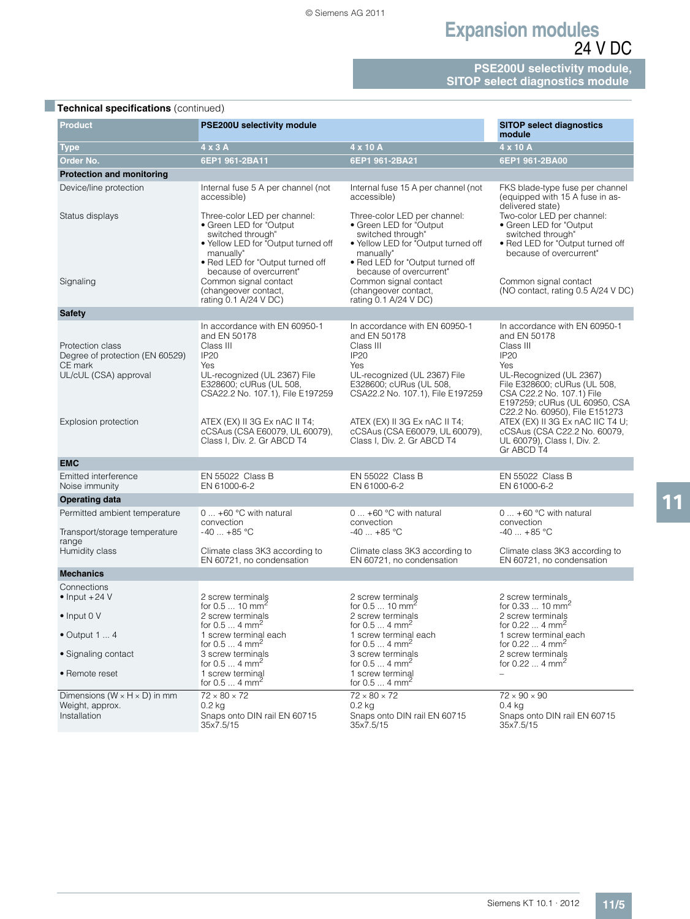# Expansion modules

## 24 V DC

### PSE200U selectivity module, SITOP select diagnostics module

### Technical specifications (continued)

| Product | PSE200U selectivity module | | SITOP select diagnostics module |
|---|---|---|---|
| Type | 4 x 3 A | 4 x 10 A | 4 x 10 A |
| Order No. | 6EP1 961-2BA11 | 6EP1 961-2BA21 | 6EP1 961-2BA00 |
| **Protection and monitoring** | | | |
| Device/line protection | Internal fuse 5 A per channel (not accessible) | Internal fuse 15 A per channel (not accessible) | FKS blade-type fuse per channel (equipped with 15 A fuse in as-delivered state) |
| Status displays | Three-color LED per channel: • Green LED for "Output switched through" • Yellow LED for "Output turned off manually" • Red LED for "Output turned off because of overcurrent" | Three-color LED per channel: • Green LED for "Output switched through" • Yellow LED for "Output turned off manually" • Red LED for "Output turned off because of overcurrent" | Two-color LED per channel: • Green LED for "Output switched through" • Red LED for "Output turned off because of overcurrent" |
| Signaling | Common signal contact (changeover contact, rating 0.1 A/24 V DC) | Common signal contact (changeover contact, rating 0.1 A/24 V DC) | Common signal contact (NO contact, rating 0.5 A/24 V DC) |
| **Safety** | | | |
| | In accordance with EN 60950-1 and EN 50178 | In accordance with EN 60950-1 and EN 50178 | In accordance with EN 60950-1 and EN 50178 |
| Protection class | Class III | Class III | Class III |
| Degree of protection (EN 60529) | IP20 | IP20 | IP20 |
| CE mark | Yes | Yes | Yes |
| UL/cUL (CSA) approval | UL-recognized (UL 2367) File E328600; cURus (UL 508, CSA22.2 No. 107.1), File E197259 | UL-recognized (UL 2367) File E328600; cURus (UL 508, CSA22.2 No. 107.1), File E197259 | UL-Recognized (UL 2367) File E328600; cURus (UL 508, CSA C22.2 No. 107.1) File E197259; cURus (UL 60950, CSA C22.2 No. 60950), File E151273 |
| Explosion protection | ATEX (EX) II 3G Ex nAC II T4; cCSAus (CSA E60079, UL 60079), Class I, Div. 2. Gr ABCD T4 | ATEX (EX) II 3G Ex nAC II T4; cCSAus (CSA E60079, UL 60079), Class I, Div. 2. Gr ABCD T4 | ATEX (EX) II 3G Ex nAC IIC T4 U; cCSAus (CSA C22.2 No. 60079, UL 60079), Class I, Div. 2. Gr ABCD T4 |
| **EMC** | | | |
| Emitted interference | EN 55022 Class B | EN 55022 Class B | EN 55022 Class B |
| Noise immunity | EN 61000-6-2 | EN 61000-6-2 | EN 61000-6-2 |
| **Operating data** | | | |
| Permitted ambient temperature | 0 ... +60 °C with natural convection | 0 ... +60 °C with natural convection | 0 ... +60 °C with natural convection |
| Transport/storage temperature range | -40 ... +85 °C | -40 ... +85 °C | -40 ... +85 °C |
| Humidity class | Climate class 3K3 according to EN 60721, no condensation | Climate class 3K3 according to EN 60721, no condensation | Climate class 3K3 according to EN 60721, no condensation |
| **Mechanics** | | | |
| Connections | | | |
| • Input +24 V | 2 screw terminals for 0.5 ... 10 mm² | 2 screw terminals for 0.5 ... 10 mm² | 2 screw terminals for 0.33 ... 10 mm² |
| • Input 0 V | 2 screw terminals for 0.5 ... 4 mm² | 2 screw terminals for 0.5 ... 4 mm² | 2 screw terminals for 0.22 ... 4 mm² |
| • Output 1 ... 4 | 1 screw terminal each for 0.5 ... 4 mm² | 1 screw terminal each for 0.5 ... 4 mm² | 1 screw terminal each for 0.22 ... 4 mm² |
| • Signaling contact | 3 screw terminals for 0.5 ... 4 mm² | 3 screw terminals for 0.5 ... 4 mm² | 2 screw terminals for 0.22 ... 4 mm² |
| • Remote reset | 1 screw terminal for 0.5 ... 4 mm² | 1 screw terminal for 0.5 ... 4 mm² | – |
| Dimensions (W × H × D) in mm | 72 × 80 × 72 | 72 × 80 × 72 | 72 × 90 × 90 |
| Weight, approx. | 0.2 kg | 0.2 kg | 0.4 kg |
| Installation | Snaps onto DIN rail EN 60715 35x7.5/15 | Snaps onto DIN rail EN 60715 35x7.5/15 | Snaps onto DIN rail EN 60715 35x7.5/15 |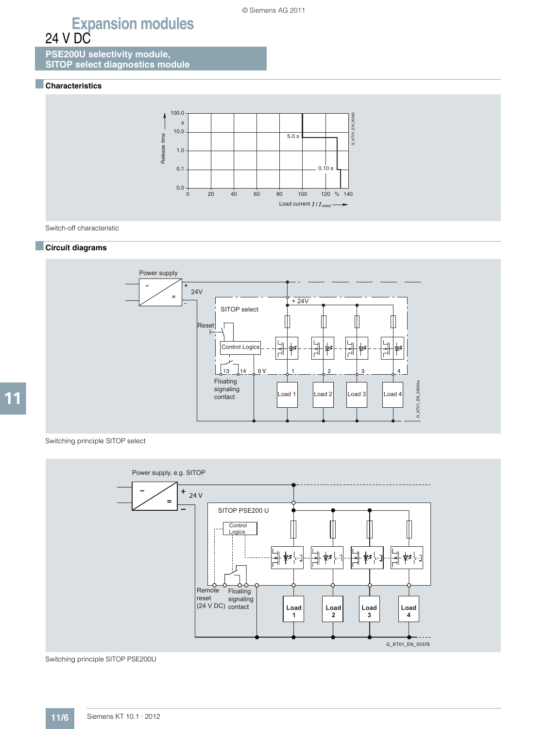# Expansion modules

## 24 V DC

### PSE200U selectivity module, SITOP select diagnostics module

#### Characteristics

Switch-off characteristic

#### Circuit diagrams

Switching principle SITOP select

Switching principle SITOP PSE200U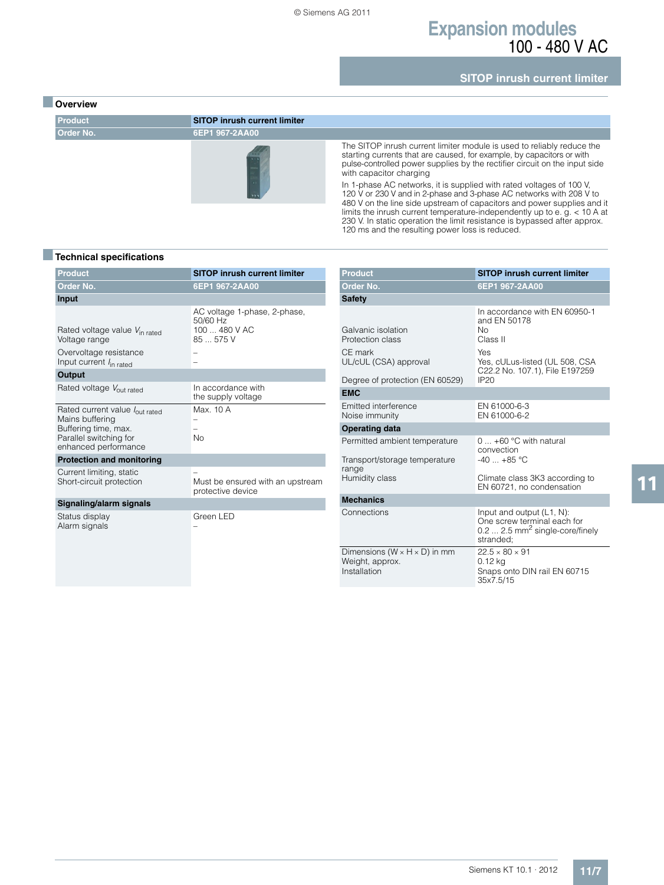# Expansion modules
## 100 - 480 V AC

### SITOP inrush current limiter

## Overview

| Product | SITOP inrush current limiter |
|---|---|
| Order No. | 6EP1 967-2AA00 |

The SITOP inrush current limiter module is used to reliably reduce the starting currents that are caused, for example, by capacitors or with pulse-controlled power supplies by the rectifier circuit on the input side with capacitor charging

In 1-phase AC networks, it is supplied with rated voltages of 100 V, 120 V or 230 V and in 2-phase and 3-phase AC networks with 208 V to 480 V on the line side upstream of capacitors and power supplies and it limits the inrush current temperature-independently up to e. g. < 10 A at 230 V. In static operation the limit resistance is bypassed after approx. 120 ms and the resulting power loss is reduced.

## Technical specifications

| Product | SITOP inrush current limiter |
|---|---|
| Order No. | 6EP1 967-2AA00 |
| **Input** | |
| | AC voltage 1-phase, 2-phase, 50/60 Hz |
| Rated voltage value $V_{in\ rated}$ | 100 ... 480 V AC |
| Voltage range | 85 ... 575 V |
| Overvoltage resistance | – |
| Input current $I_{in\ rated}$ | – |
| **Output** | |
| Rated voltage $V_{out\ rated}$ | In accordance with the supply voltage |
| Rated current value $I_{out\ rated}$ | Max. 10 A |
| Mains buffering | – |
| Buffering time, max. | – |
| Parallel switching for enhanced performance | No |
| **Protection and monitoring** | |
| Current limiting, static | – |
| Short-circuit protection | Must be ensured with an upstream protective device |
| **Signaling/alarm signals** | |
| Status display | Green LED |
| Alarm signals | – |

| Product | SITOP inrush current limiter |
|---|---|
| Order No. | 6EP1 967-2AA00 |
| **Safety** | |
| | In accordance with EN 60950-1 and EN 50178 |
| Galvanic isolation | No |
| Protection class | Class II |
| CE mark | Yes |
| UL/cUL (CSA) approval | Yes, cULus-listed (UL 508, CSA C22.2 No. 107.1), File E197259 |
| Degree of protection (EN 60529) | IP20 |
| **EMC** | |
| Emitted interference | EN 61000-6-3 |
| Noise immunity | EN 61000-6-2 |
| **Operating data** | |
| Permitted ambient temperature | 0 ... +60 °C with natural convection |
| Transport/storage temperature range | -40 ... +85 °C |
| Humidity class | Climate class 3K3 according to EN 60721, no condensation |
| **Mechanics** | |
| Connections | Input and output (L1, N): One screw terminal each for 0.2 ... 2.5 $mm^2$ single-core/finely stranded; |
| Dimensions (W × H × D) in mm | 22.5 × 80 × 91 |
| Weight, approx. | 0.12 kg |
| Installation | Snaps onto DIN rail EN 60715 35x7.5/15 |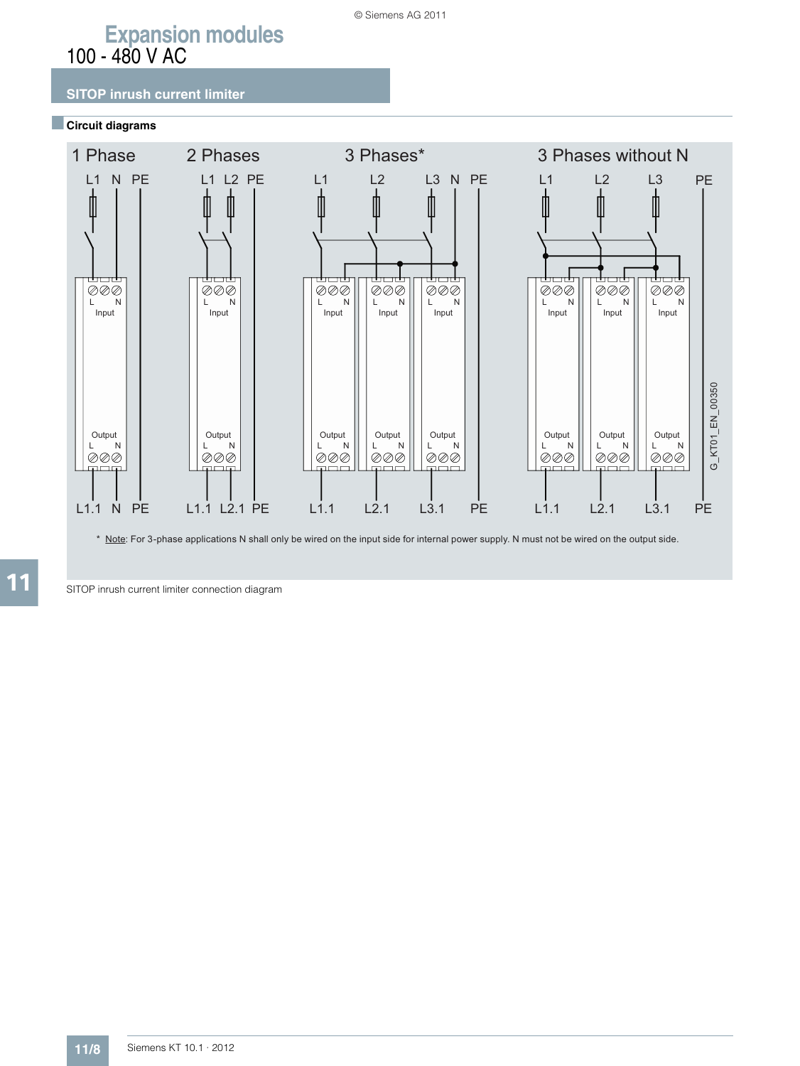# Expansion modules

## 100 - 480 V AC

### SITOP inrush current limiter

#### Circuit diagrams

\* Note: For 3-phase applications N shall only be wired on the input side for internal power supply. N must not be wired on the output side.

SITOP inrush current limiter connection diagram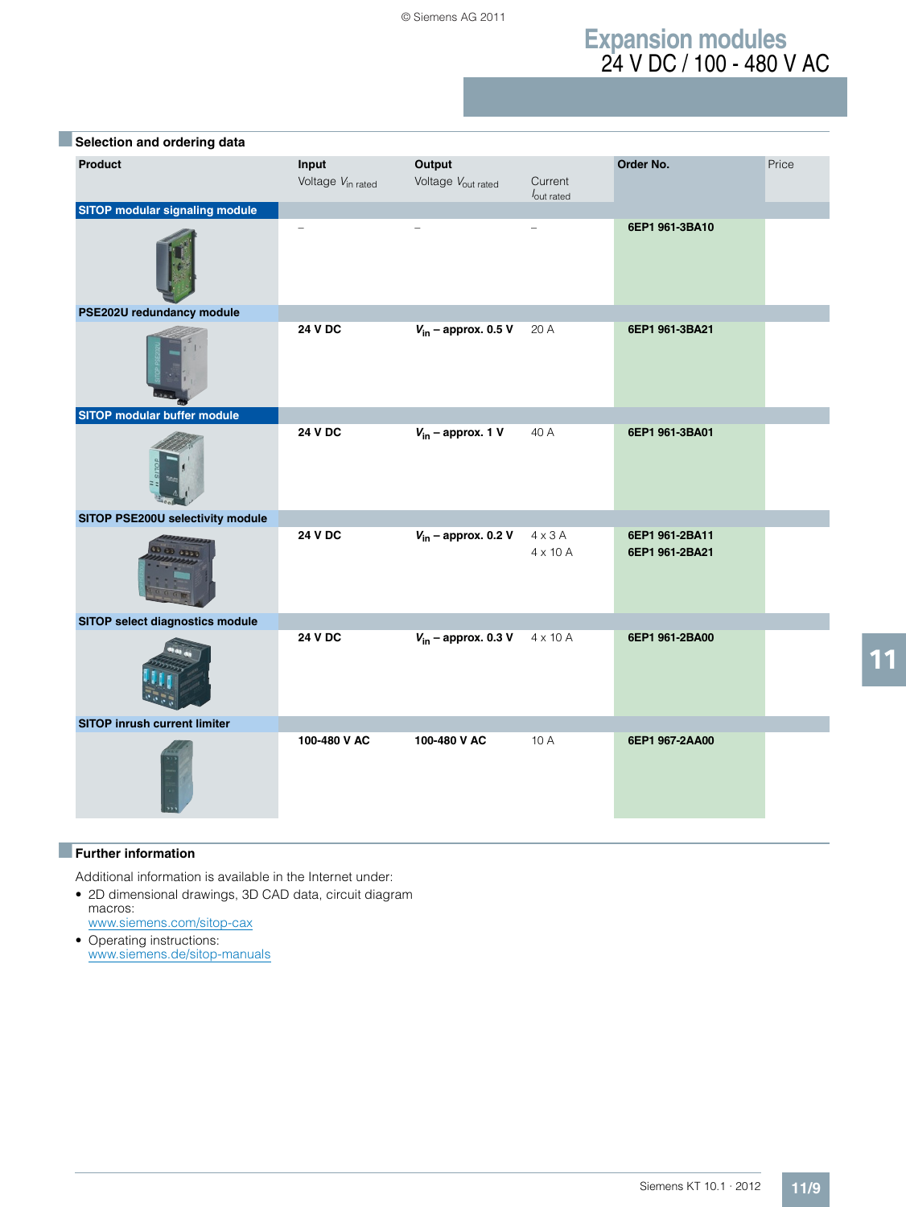# Expansion modules
## 24 V DC / 100 - 480 V AC

### Selection and ordering data

| Product | Input Voltage $V_{in\ rated}$ | Output Voltage $V_{out\ rated}$ | Current $I_{out\ rated}$ | Order No. | Price |
|---|---|---|---|---|---|
| **SITOP modular signaling module** | | | | | |
| | – | – | – | **6EP1 961-3BA10** | |
| **PSE202U redundancy module** | | | | | |
| | **24 V DC** | **$V_{in}$ – approx. 0.5 V** | 20 A | **6EP1 961-3BA21** | |
| **SITOP modular buffer module** | | | | | |
| | **24 V DC** | **$V_{in}$ – approx. 1 V** | 40 A | **6EP1 961-3BA01** | |
| **SITOP PSE200U selectivity module** | | | | | |
| | **24 V DC** | **$V_{in}$ – approx. 0.2 V** | 4 x 3 A | **6EP1 961-2BA11** | |
| | | | 4 x 10 A | **6EP1 961-2BA21** | |
| **SITOP select diagnostics module** | | | | | |
| | **24 V DC** | **$V_{in}$ – approx. 0.3 V** | 4 x 10 A | **6EP1 961-2BA00** | |
| **SITOP inrush current limiter** | | | | | |
| | **100-480 V AC** | **100-480 V AC** | 10 A | **6EP1 967-2AA00** | |

### Further information

Additional information is available in the Internet under:

- 2D dimensional drawings, 3D CAD data, circuit diagram macros:
  www.siemens.com/sitop-cax
- Operating instructions:
  www.siemens.de/sitop-manuals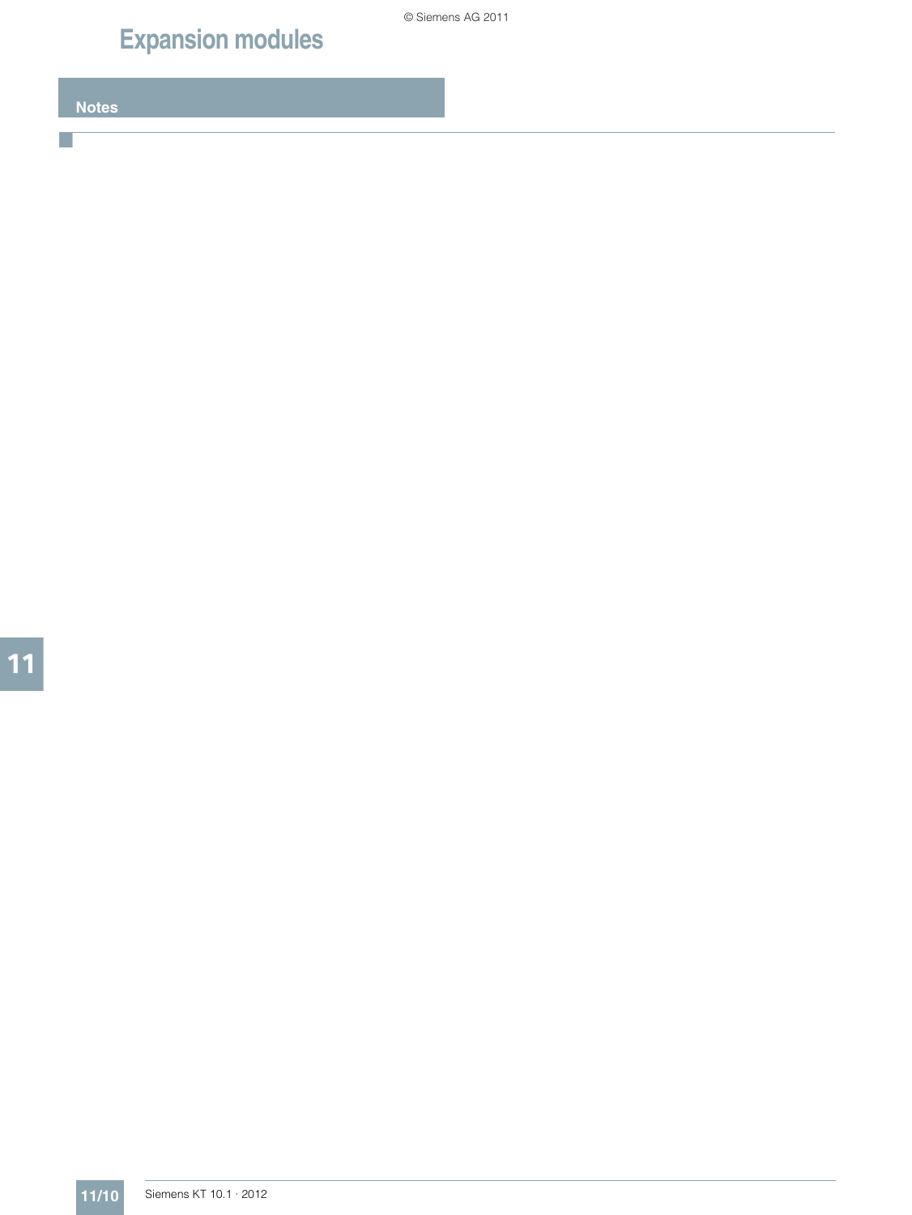## Notes